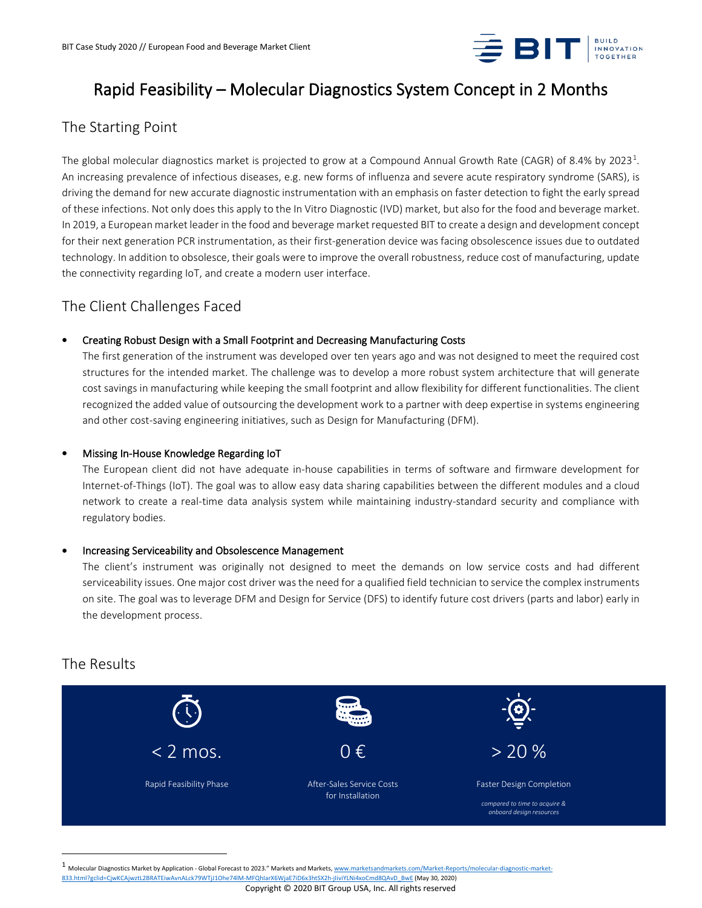# Rapid Feasibility – Molecular Diagnostics System Concept in 2 Months

## The Starting Point

The global molecular diagnostics market is projected to grow at a Compound Annual Growth Rate (CAGR) of 8.4% by 2023[1]. An increasing prevalence of infectious diseases, e.g. new forms of influenza and severe acute respiratory syndrome (SARS), is driving the demand for new accurate diagnostic instrumentation with an emphasis on faster detection to fight the early spread of these infections. Not only does this apply to the In Vitro Diagnostic (IVD) market, but also for the food and beverage market. In 2019, a European market leader in the food and beverage market requested BIT to create a design and development concept for their next generation PCR instrumentation, as their first-generation device was facing obsolescence issues due to outdated technology. In addition to obsolesce, their goals were to improve the overall robustness, reduce cost of manufacturing, update the connectivity regarding IoT, and create a modern user interface.

## The Client Challenges Faced

- Creating Robust Design with a Small Footprint and Decreasing Manufacturing Costs
  The first generation of the instrument was developed over ten years ago and was not designed to meet the required cost structures for the intended market. The challenge was to develop a more robust system architecture that will generate cost savings in manufacturing while keeping the small footprint and allow flexibility for different functionalities. The client recognized the added value of outsourcing the development work to a partner with deep expertise in systems engineering and other cost-saving engineering initiatives, such as Design for Manufacturing (DFM).

- Missing In-House Knowledge Regarding IoT
  The European client did not have adequate in-house capabilities in terms of software and firmware development for Internet-of-Things (IoT). The goal was to allow easy data sharing capabilities between the different modules and a cloud network to create a real-time data analysis system while maintaining industry-standard security and compliance with regulatory bodies.

- Increasing Serviceability and Obsolescence Management
  The client's instrument was originally not designed to meet the demands on low service costs and had different serviceability issues. One major cost driver was the need for a qualified field technician to service the complex instruments on site. The goal was to leverage DFM and Design for Service (DFS) to identify future cost drivers (parts and labor) early in the development process.

## The Results

| < 2 mos. | 0 € | > 20 % |
|---|---|---|
| Rapid Feasibility Phase | After-Sales Service Costs for Installation | Faster Design Completion<br>*compared to time to acquire & onboard design resources* |

---

[1] Molecular Diagnostics Market by Application - Global Forecast to 2023." Markets and Markets, www.marketsandmarkets.com/Market-Reports/molecular-diagnostic-market-833.html?gclid=CjwKCAjwztL2BRATEiwAvnALck79WTjJ1Ohe74lM-MFQhlarX6WjaE7iD6x3htSX2h-jlivIYLNi4xoCmd8QAvD_BwE (May 30, 2020)

Copyright © 2020 BIT Group USA, Inc. All rights reserved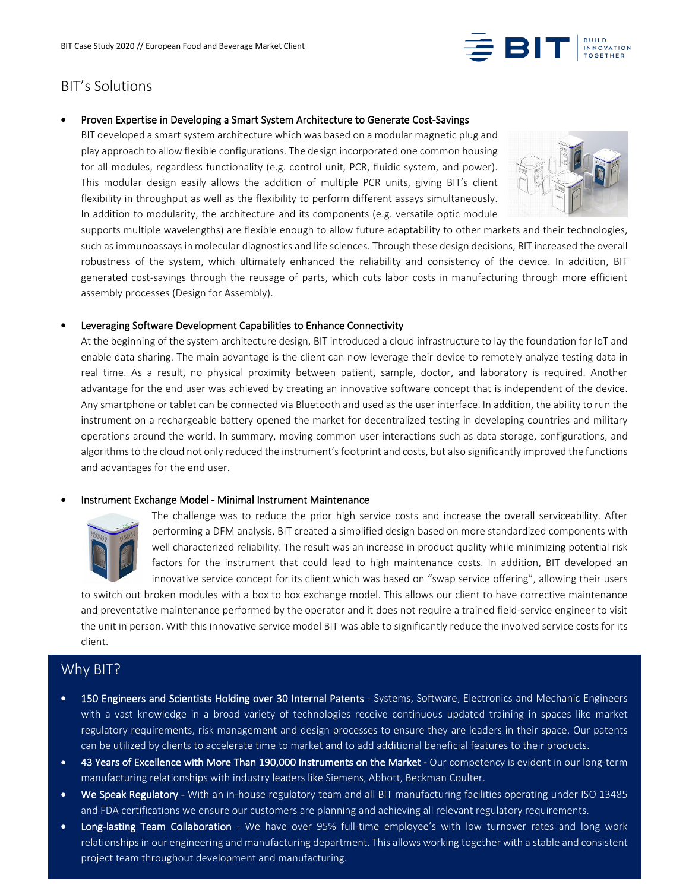## BIT's Solutions

- **Proven Expertise in Developing a Smart System Architecture to Generate Cost-Savings**
  BIT developed a smart system architecture which was based on a modular magnetic plug and play approach to allow flexible configurations. The design incorporated one common housing for all modules, regardless functionality (e.g. control unit, PCR, fluidic system, and power). This modular design easily allows the addition of multiple PCR units, giving BIT's client flexibility in throughput as well as the flexibility to perform different assays simultaneously. In addition to modularity, the architecture and its components (e.g. versatile optic module supports multiple wavelengths) are flexible enough to allow future adaptability to other markets and their technologies, such as immunoassays in molecular diagnostics and life sciences. Through these design decisions, BIT increased the overall robustness of the system, which ultimately enhanced the reliability and consistency of the device. In addition, BIT generated cost-savings through the reusage of parts, which cuts labor costs in manufacturing through more efficient assembly processes (Design for Assembly).

- **Leveraging Software Development Capabilities to Enhance Connectivity**
  At the beginning of the system architecture design, BIT introduced a cloud infrastructure to lay the foundation for IoT and enable data sharing. The main advantage is the client can now leverage their device to remotely analyze testing data in real time. As a result, no physical proximity between patient, sample, doctor, and laboratory is required. Another advantage for the end user was achieved by creating an innovative software concept that is independent of the device. Any smartphone or tablet can be connected via Bluetooth and used as the user interface. In addition, the ability to run the instrument on a rechargeable battery opened the market for decentralized testing in developing countries and military operations around the world. In summary, moving common user interactions such as data storage, configurations, and algorithms to the cloud not only reduced the instrument's footprint and costs, but also significantly improved the functions and advantages for the end user.

- **Instrument Exchange Model - Minimal Instrument Maintenance**
  The challenge was to reduce the prior high service costs and increase the overall serviceability. After performing a DFM analysis, BIT created a simplified design based on more standardized components with well characterized reliability. The result was an increase in product quality while minimizing potential risk factors for the instrument that could lead to high maintenance costs. In addition, BIT developed an innovative service concept for its client which was based on "swap service offering", allowing their users to switch out broken modules with a box to box exchange model. This allows our client to have corrective maintenance and preventative maintenance performed by the operator and it does not require a trained field-service engineer to visit the unit in person. With this innovative service model BIT was able to significantly reduce the involved service costs for its client.

## Why BIT?

- **150 Engineers and Scientists Holding over 30 Internal Patents** - Systems, Software, Electronics and Mechanic Engineers with a vast knowledge in a broad variety of technologies receive continuous updated training in spaces like market regulatory requirements, risk management and design processes to ensure they are leaders in their space. Our patents can be utilized by clients to accelerate time to market and to add additional beneficial features to their products.
- **43 Years of Excellence with More Than 190,000 Instruments on the Market -** Our competency is evident in our long-term manufacturing relationships with industry leaders like Siemens, Abbott, Beckman Coulter.
- **We Speak Regulatory -** With an in-house regulatory team and all BIT manufacturing facilities operating under ISO 13485 and FDA certifications we ensure our customers are planning and achieving all relevant regulatory requirements.
- **Long-lasting Team Collaboration** - We have over 95% full-time employee's with low turnover rates and long work relationships in our engineering and manufacturing department. This allows working together with a stable and consistent project team throughout development and manufacturing.